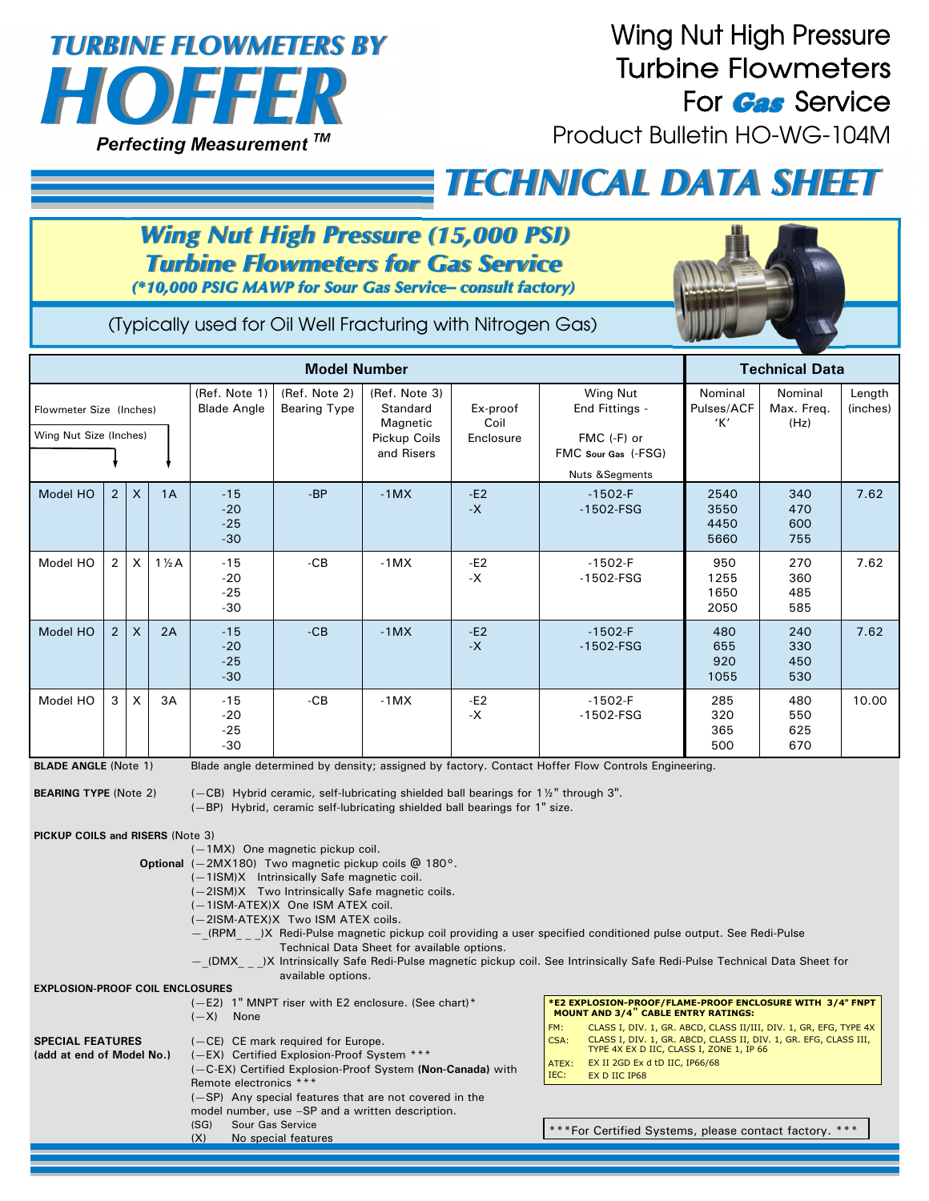# TURBINE FLOWMETERS BY HOFFER

*Perfecting Measurement ™*

# Wing Nut High Pressure Turbine Flowmeters For Gas Service

Product Bulletin HO-WG-104M

## TECHNICAL DATA SHEET

### Wing Nut High Pressure (15,000 PSI) Turbine Flowmeters for Gas Service

*(*10,000 PSIG MAWP for Sour Gas Service– consult factory)*

(Typically used for Oil Well Fracturing with Nitrogen Gas)

| Model Number | | | | | | | | | | Technical Data | | |
|---|---|---|---|---|---|---|---|---|---|---|---|---|
| Flowmeter Size (Inches) / Wing Nut Size (Inches) | | | | (Ref. Note 1) Blade Angle | (Ref. Note 2) Bearing Type | (Ref. Note 3) Standard Magnetic Pickup Coils and Risers | Ex-proof Coil Enclosure | Wing Nut End Fittings - FMC (-F) or FMC Sour Gas (-FSG) Nuts &Segments | | Nominal Pulses/ACF 'K' | Nominal Max. Freq. (Hz) | Length (inches) |
| Model HO | 2 | X | 1A | -15<br>-20<br>-25<br>-30 | -BP | -1MX | -E2<br>-X | -1502-F<br>-1502-FSG | | 2540<br>3550<br>4450<br>5660 | 340<br>470<br>600<br>755 | 7.62 |
| Model HO | 2 | X | 1½A | -15<br>-20<br>-25<br>-30 | -CB | -1MX | -E2<br>-X | -1502-F<br>-1502-FSG | | 950<br>1255<br>1650<br>2050 | 270<br>360<br>485<br>585 | 7.62 |
| Model HO | 2 | X | 2A | -15<br>-20<br>-25<br>-30 | -CB | -1MX | -E2<br>-X | -1502-F<br>-1502-FSG | | 480<br>655<br>920<br>1055 | 240<br>330<br>450<br>530 | 7.62 |
| Model HO | 3 | X | 3A | -15<br>-20<br>-25<br>-30 | -CB | -1MX | -E2<br>-X | -1502-F<br>-1502-FSG | | 285<br>320<br>365<br>500 | 480<br>550<br>625<br>670 | 10.00 |

**BLADE ANGLE** (Note 1) Blade angle determined by density; assigned by factory. Contact Hoffer Flow Controls Engineering.

**BEARING TYPE** (Note 2)
(—CB) Hybrid ceramic, self-lubricating shielded ball bearings for 1½" through 3".
(—BP) Hybrid, ceramic self-lubricating shielded ball bearings for 1" size.

**PICKUP COILS and RISERS** (Note 3)
(—1MX) One magnetic pickup coil.
**Optional** (—2MX180) Two magnetic pickup coils @ 180°.
(—1ISM)X Intrinsically Safe magnetic coil.
(—2ISM)X Two Intrinsically Safe magnetic coils.
(—1ISM-ATEX)X One ISM ATEX coil.
(—2ISM-ATEX)X Two ISM ATEX coils.
—_(RPM_ _ _)X Redi-Pulse magnetic pickup coil providing a user specified conditioned pulse output. See Redi-Pulse Technical Data Sheet for available options.
—_(DMX_ _ _)X Intrinsically Safe Redi-Pulse magnetic pickup coil. See Intrinsically Safe Redi-Pulse Technical Data Sheet for available options.

**EXPLOSION-PROOF COIL ENCLOSURES**
(—E2) 1" MNPT riser with E2 enclosure. (See chart)*
(—X) None

**SPECIAL FEATURES (add at end of Model No.)**
(—CE) CE mark required for Europe.
(—EX) Certified Explosion-Proof System ***
(—C-EX) Certified Explosion-Proof System **(Non-Canada)** with Remote electronics ***
(—SP) Any special features that are not covered in the model number, use –SP and a written description.
(SG) Sour Gas Service
(X) No special features

***E2 EXPLOSION-PROOF/FLAME-PROOF ENCLOSURE WITH 3/4" FNPT MOUNT AND 3/4" CABLE ENTRY RATINGS:**

| | |
|---|---|
| FM: | CLASS I, DIV. 1, GR. ABCD, CLASS II/III, DIV. 1, GR, EFG, TYPE 4X |
| CSA: | CLASS I, DIV. 1, GR. ABCD, CLASS II, DIV. 1, GR. EFG, CLASS III, TYPE 4X EX D IIC, CLASS I, ZONE 1, IP 66 |
| ATEX: | EX II 2GD Ex d tD IIC, IP66/68 |
| IEC: | EX D IIC IP68 |

***For Certified Systems, please contact factory. ***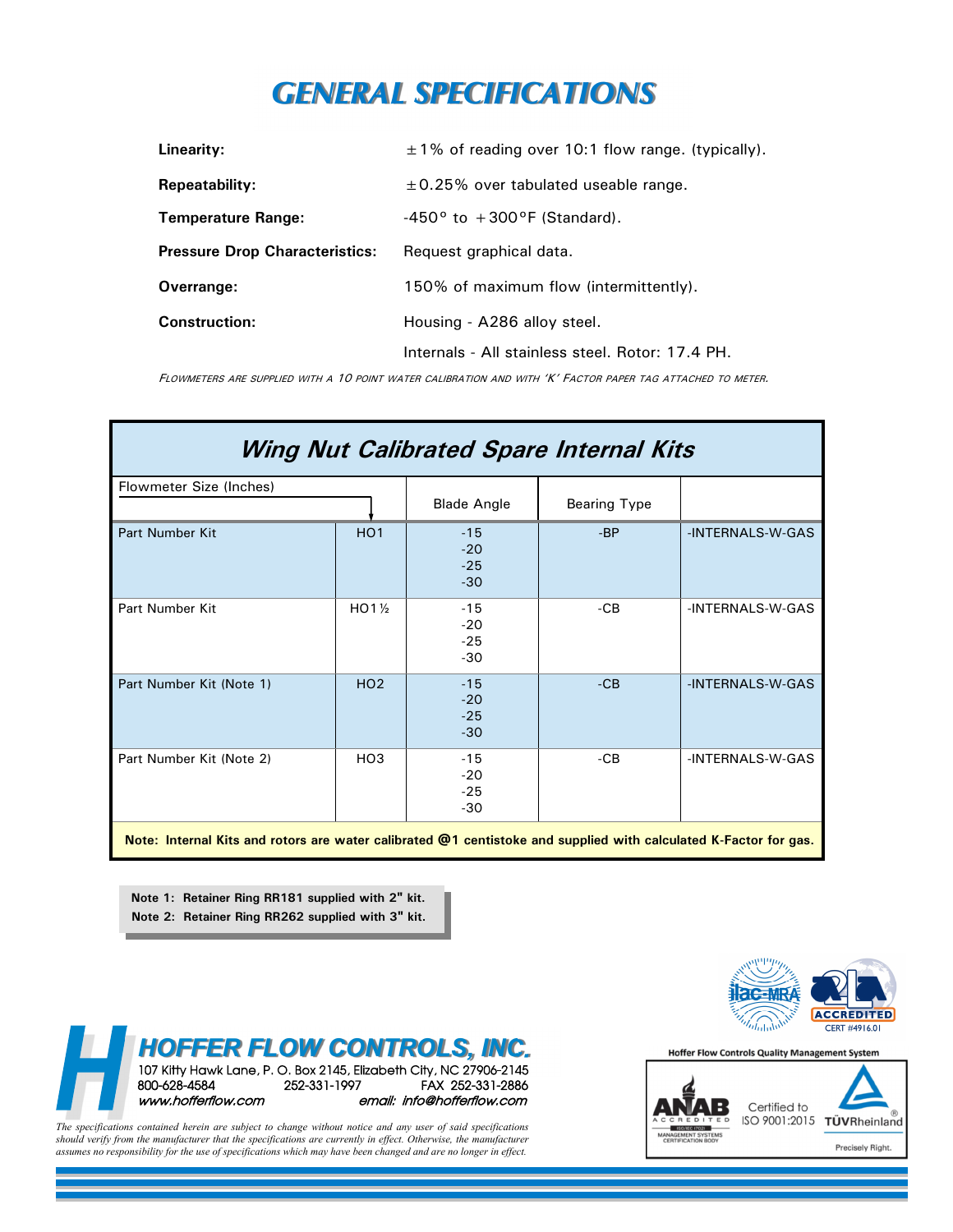# GENERAL SPECIFICATIONS

| | |
|---|---|
| **Linearity:** | ±1% of reading over 10:1 flow range. (typically). |
| **Repeatability:** | ±0.25% over tabulated useable range. |
| **Temperature Range:** | -450° to +300°F (Standard). |
| **Pressure Drop Characteristics:** | Request graphical data. |
| **Overrange:** | 150% of maximum flow (intermittently). |
| **Construction:** | Housing - A286 alloy steel. |
| | Internals - All stainless steel. Rotor: 17.4 PH. |

*Flowmeters are supplied with a 10 point water calibration and with 'K' Factor paper tag attached to meter.*

## Wing Nut Calibrated Spare Internal Kits

| Flowmeter Size (Inches) | | Blade Angle | Bearing Type | |
|---|---|---|---|---|
| Part Number Kit | HO1 | -15<br>-20<br>-25<br>-30 | -BP | -INTERNALS-W-GAS |
| Part Number Kit | HO1½ | -15<br>-20<br>-25<br>-30 | -CB | -INTERNALS-W-GAS |
| Part Number Kit (Note 1) | HO2 | -15<br>-20<br>-25<br>-30 | -CB | -INTERNALS-W-GAS |
| Part Number Kit (Note 2) | HO3 | -15<br>-20<br>-25<br>-30 | -CB | -INTERNALS-W-GAS |

**Note: Internal Kits and rotors are water calibrated @1 centistoke and supplied with calculated K-Factor for gas.**

**Note 1: Retainer Ring RR181 supplied with 2" kit.**
**Note 2: Retainer Ring RR262 supplied with 3" kit.**

ilac-MRA

ACCREDITED CERT #4916.01

Hoffer Flow Controls Quality Management System

ANAB ACCREDITED MANAGEMENT SYSTEMS CERTIFICATION BODY

Certified to ISO 9001:2015

TÜVRheinland® Precisely Right.

**HOFFER FLOW CONTROLS, INC.**
107 Kitty Hawk Lane, P. O. Box 2145, Elizabeth City, NC 27906-2145
800-628-4584 252-331-1997 FAX 252-331-2886
www.hofferflow.com email: info@hofferflow.com

*The specifications contained herein are subject to change without notice and any user of said specifications should verify from the manufacturer that the specifications are currently in effect. Otherwise, the manufacturer assumes no responsibility for the use of specifications which may have been changed and are no longer in effect.*